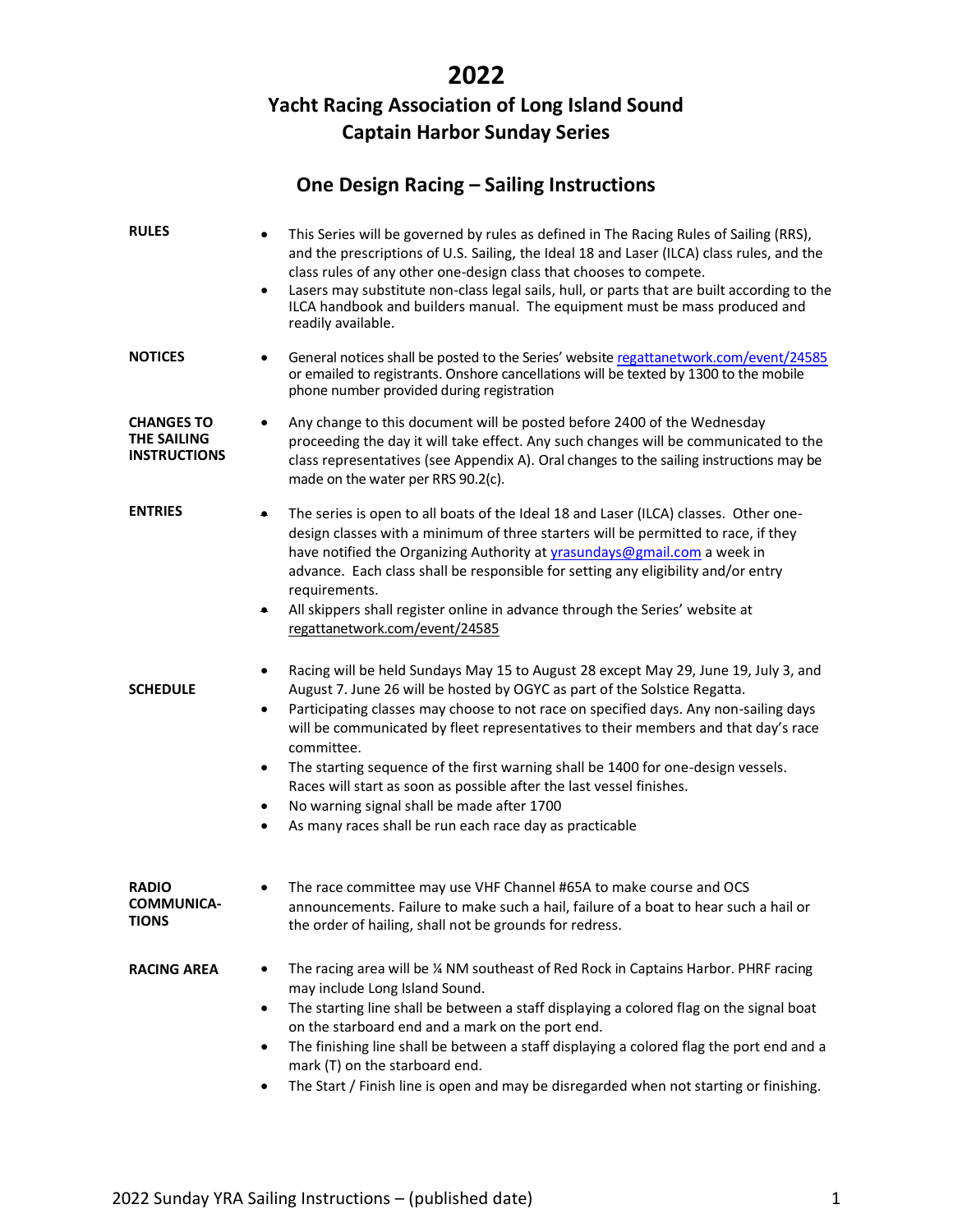# 2022

## Yacht Racing Association of Long Island Sound
## Captain Harbor Sunday Series

## One Design Racing – Sailing Instructions

**RULES**

- This Series will be governed by rules as defined in The Racing Rules of Sailing (RRS), and the prescriptions of U.S. Sailing, the Ideal 18 and Laser (ILCA) class rules, and the class rules of any other one-design class that chooses to compete.
- Lasers may substitute non-class legal sails, hull, or parts that are built according to the ILCA handbook and builders manual. The equipment must be mass produced and readily available.

**NOTICES**

- General notices shall be posted to the Series' website regattanetwork.com/event/24585 or emailed to registrants. Onshore cancellations will be texted by 1300 to the mobile phone number provided during registration

**CHANGES TO THE SAILING INSTRUCTIONS**

- Any change to this document will be posted before 2400 of the Wednesday proceeding the day it will take effect. Any such changes will be communicated to the class representatives (see Appendix A). Oral changes to the sailing instructions may be made on the water per RRS 90.2(c).

**ENTRIES**

- The series is open to all boats of the Ideal 18 and Laser (ILCA) classes. Other one-design classes with a minimum of three starters will be permitted to race, if they have notified the Organizing Authority at yrasundays@gmail.com a week in advance. Each class shall be responsible for setting any eligibility and/or entry requirements.
- All skippers shall register online in advance through the Series' website at regattanetwork.com/event/24585

**SCHEDULE**

- Racing will be held Sundays May 15 to August 28 except May 29, June 19, July 3, and August 7. June 26 will be hosted by OGYC as part of the Solstice Regatta.
- Participating classes may choose to not race on specified days. Any non-sailing days will be communicated by fleet representatives to their members and that day's race committee.
- The starting sequence of the first warning shall be 1400 for one-design vessels. Races will start as soon as possible after the last vessel finishes.
- No warning signal shall be made after 1700
- As many races shall be run each race day as practicable

**RADIO COMMUNICA-TIONS**

- The race committee may use VHF Channel #65A to make course and OCS announcements. Failure to make such a hail, failure of a boat to hear such a hail or the order of hailing, shall not be grounds for redress.

**RACING AREA**

- The racing area will be ¼ NM southeast of Red Rock in Captains Harbor. PHRF racing may include Long Island Sound.
- The starting line shall be between a staff displaying a colored flag on the signal boat on the starboard end and a mark on the port end.
- The finishing line shall be between a staff displaying a colored flag the port end and a mark (T) on the starboard end.
- The Start / Finish line is open and may be disregarded when not starting or finishing.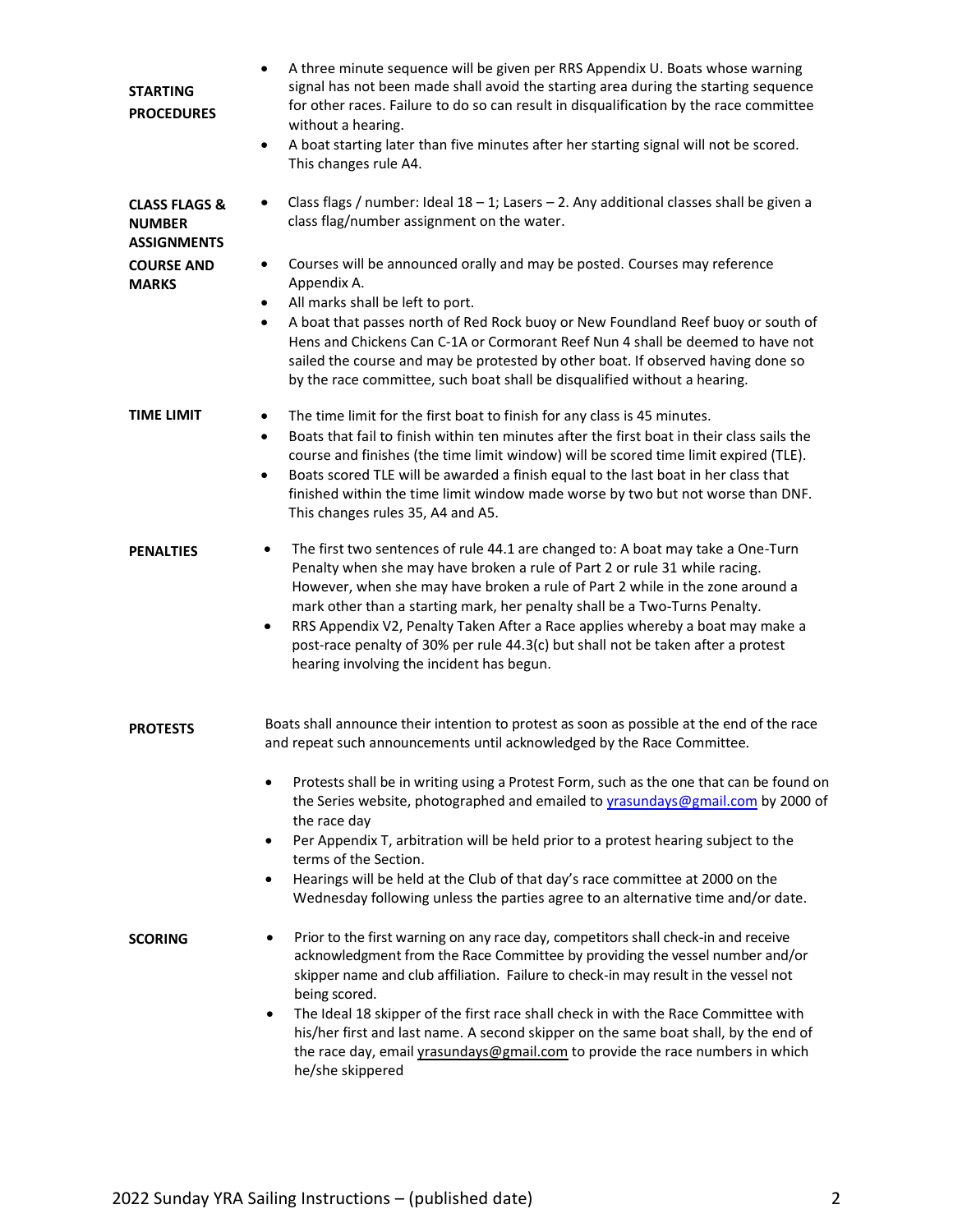**STARTING PROCEDURES**

- A three minute sequence will be given per RRS Appendix U. Boats whose warning signal has not been made shall avoid the starting area during the starting sequence for other races. Failure to do so can result in disqualification by the race committee without a hearing.
- A boat starting later than five minutes after her starting signal will not be scored. This changes rule A4.

**CLASS FLAGS & NUMBER ASSIGNMENTS**

- Class flags / number: Ideal 18 – 1; Lasers – 2. Any additional classes shall be given a class flag/number assignment on the water.

**COURSE AND MARKS**

- Courses will be announced orally and may be posted. Courses may reference Appendix A.
- All marks shall be left to port.
- A boat that passes north of Red Rock buoy or New Foundland Reef buoy or south of Hens and Chickens Can C-1A or Cormorant Reef Nun 4 shall be deemed to have not sailed the course and may be protested by other boat. If observed having done so by the race committee, such boat shall be disqualified without a hearing.

**TIME LIMIT**

- The time limit for the first boat to finish for any class is 45 minutes.
- Boats that fail to finish within ten minutes after the first boat in their class sails the course and finishes (the time limit window) will be scored time limit expired (TLE).
- Boats scored TLE will be awarded a finish equal to the last boat in her class that finished within the time limit window made worse by two but not worse than DNF. This changes rules 35, A4 and A5.

**PENALTIES**

- The first two sentences of rule 44.1 are changed to: A boat may take a One-Turn Penalty when she may have broken a rule of Part 2 or rule 31 while racing. However, when she may have broken a rule of Part 2 while in the zone around a mark other than a starting mark, her penalty shall be a Two-Turns Penalty.
- RRS Appendix V2, Penalty Taken After a Race applies whereby a boat may make a post-race penalty of 30% per rule 44.3(c) but shall not be taken after a protest hearing involving the incident has begun.

**PROTESTS**

Boats shall announce their intention to protest as soon as possible at the end of the race and repeat such announcements until acknowledged by the Race Committee.

- Protests shall be in writing using a Protest Form, such as the one that can be found on the Series website, photographed and emailed to yrasundays@gmail.com by 2000 of the race day
- Per Appendix T, arbitration will be held prior to a protest hearing subject to the terms of the Section.
- Hearings will be held at the Club of that day's race committee at 2000 on the Wednesday following unless the parties agree to an alternative time and/or date.

**SCORING**

- Prior to the first warning on any race day, competitors shall check-in and receive acknowledgment from the Race Committee by providing the vessel number and/or skipper name and club affiliation. Failure to check-in may result in the vessel not being scored.
- The Ideal 18 skipper of the first race shall check in with the Race Committee with his/her first and last name. A second skipper on the same boat shall, by the end of the race day, email yrasundays@gmail.com to provide the race numbers in which he/she skippered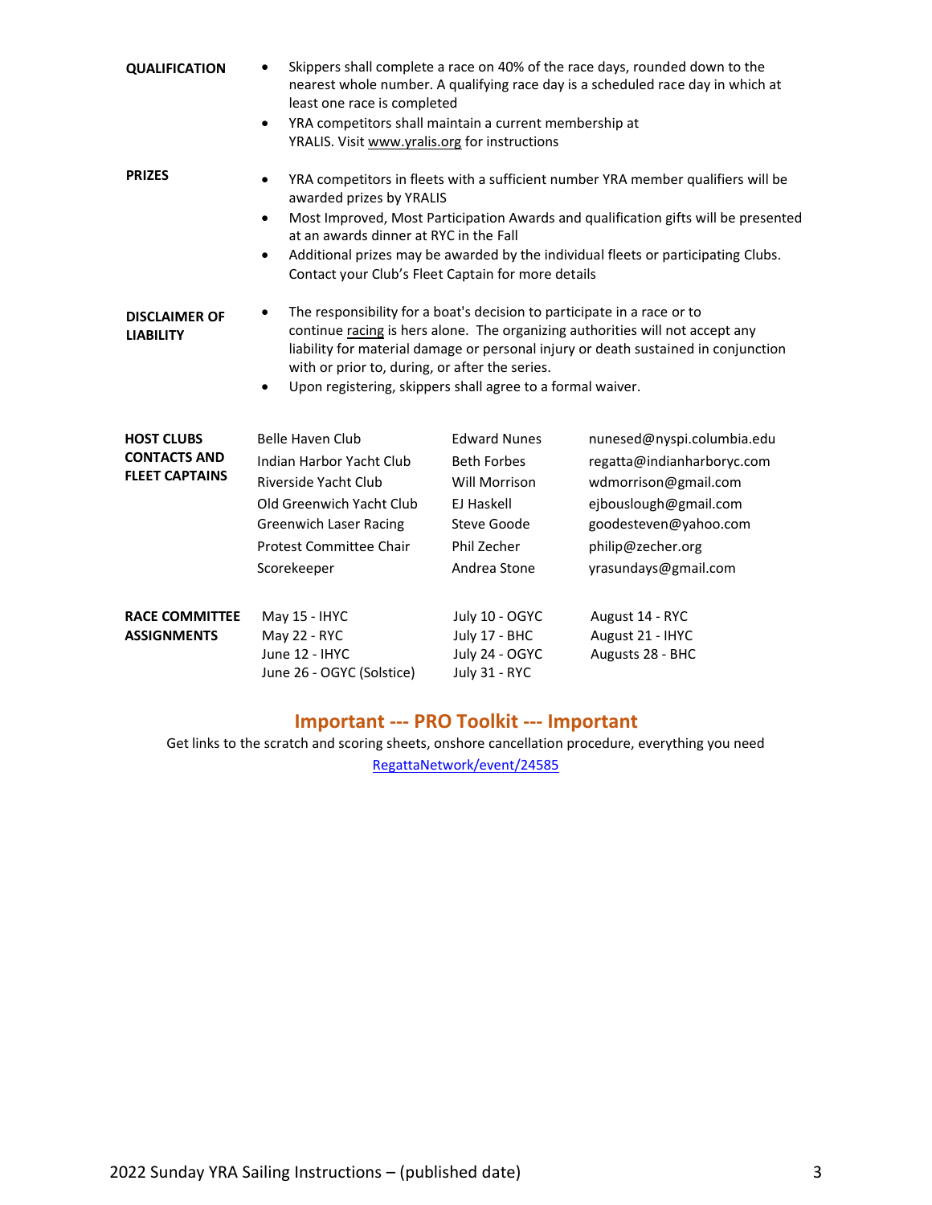**QUALIFICATION**

- Skippers shall complete a race on 40% of the race days, rounded down to the nearest whole number. A qualifying race day is a scheduled race day in which at least one race is completed
- YRA competitors shall maintain a current membership at YRALIS. Visit www.yralis.org for instructions

**PRIZES**

- YRA competitors in fleets with a sufficient number YRA member qualifiers will be awarded prizes by YRALIS
- Most Improved, Most Participation Awards and qualification gifts will be presented at an awards dinner at RYC in the Fall
- Additional prizes may be awarded by the individual fleets or participating Clubs. Contact your Club's Fleet Captain for more details

**DISCLAIMER OF LIABILITY**

- The responsibility for a boat's decision to participate in a race or to continue racing is hers alone. The organizing authorities will not accept any liability for material damage or personal injury or death sustained in conjunction with or prior to, during, or after the series.
- Upon registering, skippers shall agree to a formal waiver.

**HOST CLUBS CONTACTS AND FLEET CAPTAINS**

| Club / Role | Contact | Email |
|---|---|---|
| Belle Haven Club | Edward Nunes | nunesed@nyspi.columbia.edu |
| Indian Harbor Yacht Club | Beth Forbes | regatta@indianharboryc.com |
| Riverside Yacht Club | Will Morrison | wdmorrison@gmail.com |
| Old Greenwich Yacht Club | EJ Haskell | ejbouslough@gmail.com |
| Greenwich Laser Racing | Steve Goode | goodesteven@yahoo.com |
| Protest Committee Chair | Phil Zecher | philip@zecher.org |
| Scorekeeper | Andrea Stone | yrasundays@gmail.com |

**RACE COMMITTEE ASSIGNMENTS**

| | | |
|---|---|---|
| May 15 - IHYC | July 10 - OGYC | August 14 - RYC |
| May 22 - RYC | July 17 - BHC | August 21 - IHYC |
| June 12 - IHYC | July 24 - OGYC | Augusts 28 - BHC |
| June 26 - OGYC (Solstice) | July 31 - RYC | |

## Important --- PRO Toolkit --- Important

Get links to the scratch and scoring sheets, onshore cancellation procedure, everything you need

RegattaNetwork/event/24585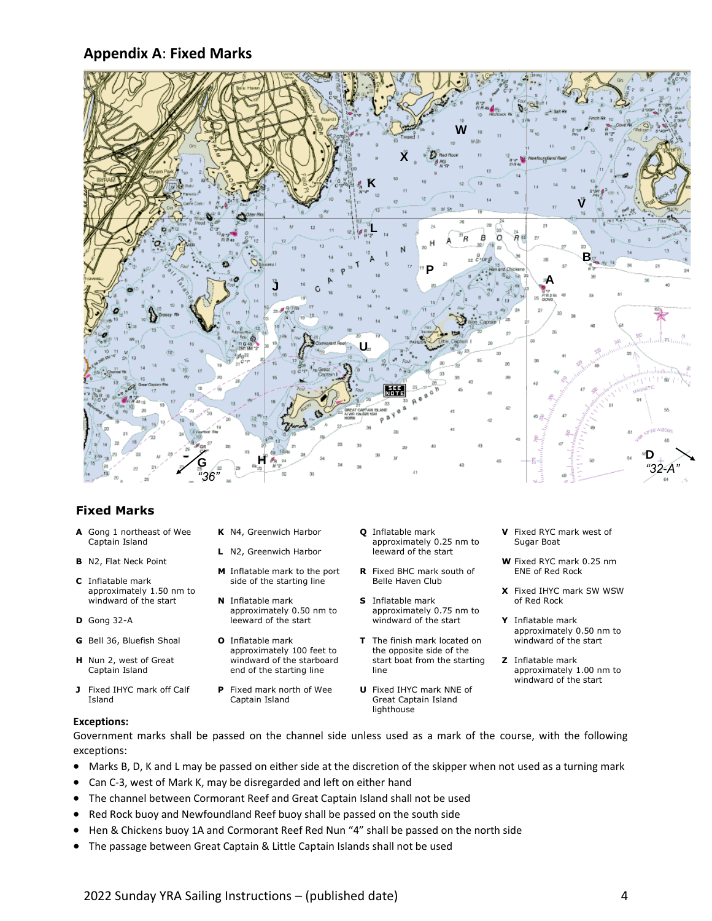## Appendix A: Fixed Marks

### Fixed Marks

- **A** Gong 1 northeast of Wee Captain Island
- **B** N2, Flat Neck Point
- **C** Inflatable mark approximately 1.50 nm to windward of the start
- **D** Gong 32-A
- **G** Bell 36, Bluefish Shoal
- **H** Nun 2, west of Great Captain Island
- **J** Fixed IHYC mark off Calf Island
- **K** N4, Greenwich Harbor
- **L** N2, Greenwich Harbor
- **M** Inflatable mark to the port side of the starting line
- **N** Inflatable mark approximately 0.50 nm to leeward of the start
- **O** Inflatable mark approximately 100 feet to windward of the starboard end of the starting line
- **P** Fixed mark north of Wee Captain Island
- **Q** Inflatable mark approximately 0.25 nm to leeward of the start
- **R** Fixed BHC mark south of Belle Haven Club
- **S** Inflatable mark approximately 0.75 nm to windward of the start
- **T** The finish mark located on the opposite side of the start boat from the starting line
- **U** Fixed IHYC mark NNE of Great Captain Island lighthouse
- **V** Fixed RYC mark west of Sugar Boat
- **W** Fixed RYC mark 0.25 nm ENE of Red Rock
- **X** Fixed IHYC mark SW WSW of Red Rock
- **Y** Inflatable mark approximately 0.50 nm to windward of the start
- **Z** Inflatable mark approximately 1.00 nm to windward of the start

**Exceptions:**

Government marks shall be passed on the channel side unless used as a mark of the course, with the following exceptions:

- Marks B, D, K and L may be passed on either side at the discretion of the skipper when not used as a turning mark
- Can C-3, west of Mark K, may be disregarded and left on either hand
- The channel between Cormorant Reef and Great Captain Island shall not be used
- Red Rock buoy and Newfoundland Reef buoy shall be passed on the south side
- Hen & Chickens buoy 1A and Cormorant Reef Red Nun "4" shall be passed on the north side
- The passage between Great Captain & Little Captain Islands shall not be used